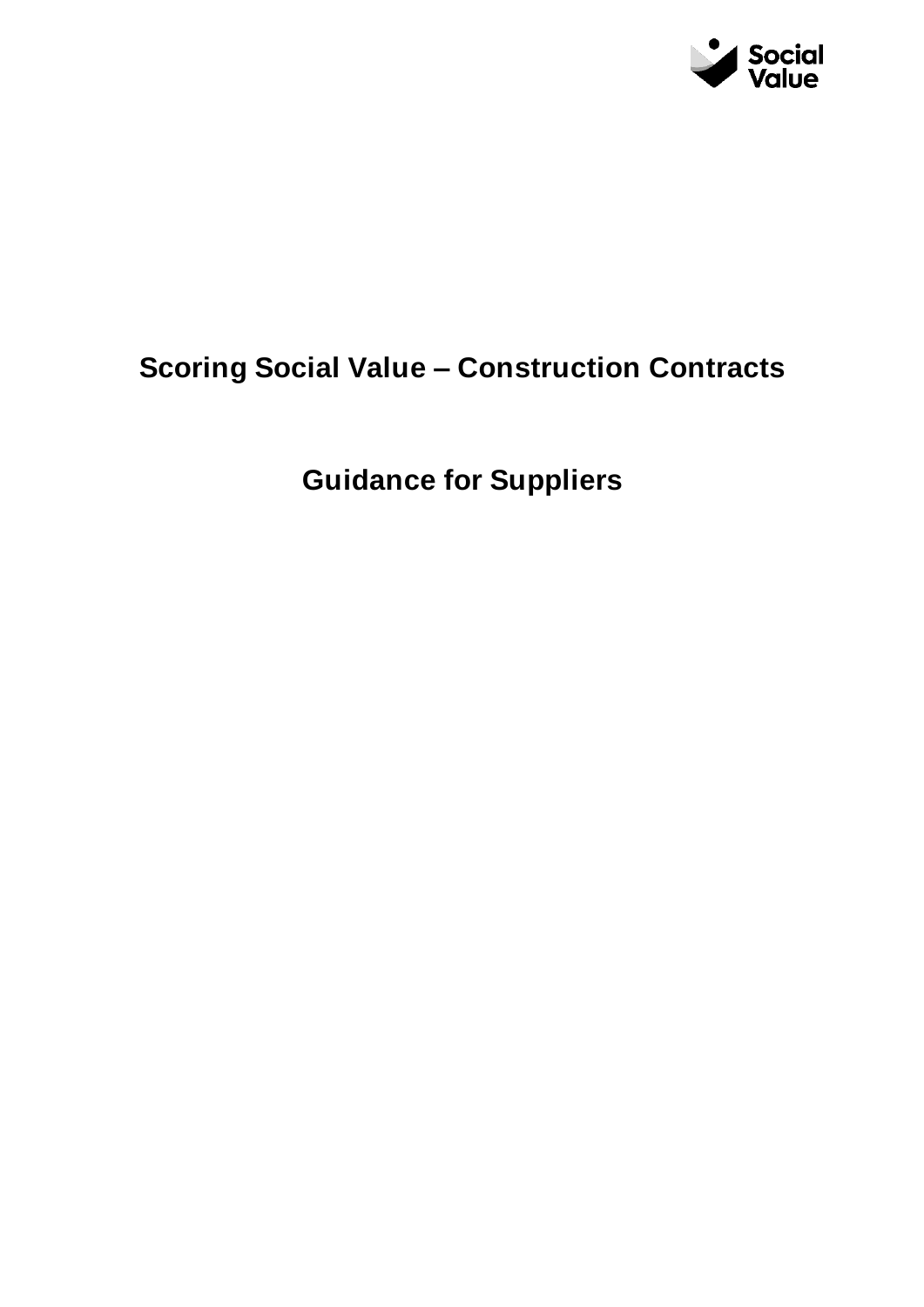# Scoring Social Value – Construction Contracts

## Guidance for Suppliers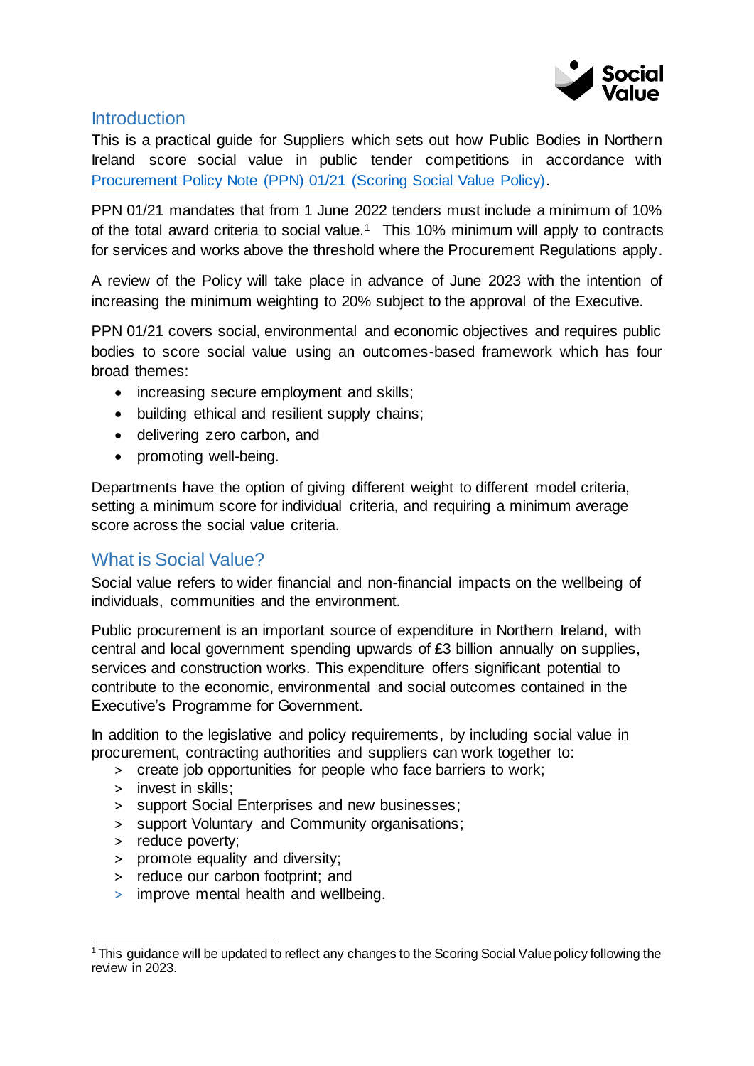## Introduction

This is a practical guide for Suppliers which sets out how Public Bodies in Northern Ireland score social value in public tender competitions in accordance with [Procurement Policy Note (PPN) 01/21 (Scoring Social Value Policy)](#).

PPN 01/21 mandates that from 1 June 2022 tenders must include a minimum of 10% of the total award criteria to social value.[1] This 10% minimum will apply to contracts for services and works above the threshold where the Procurement Regulations apply.

A review of the Policy will take place in advance of June 2023 with the intention of increasing the minimum weighting to 20% subject to the approval of the Executive.

PPN 01/21 covers social, environmental and economic objectives and requires public bodies to score social value using an outcomes-based framework which has four broad themes:

- increasing secure employment and skills;
- building ethical and resilient supply chains;
- delivering zero carbon, and
- promoting well-being.

Departments have the option of giving different weight to different model criteria, setting a minimum score for individual criteria, and requiring a minimum average score across the social value criteria.

## What is Social Value?

Social value refers to wider financial and non-financial impacts on the wellbeing of individuals, communities and the environment.

Public procurement is an important source of expenditure in Northern Ireland, with central and local government spending upwards of £3 billion annually on supplies, services and construction works. This expenditure offers significant potential to contribute to the economic, environmental and social outcomes contained in the Executive's Programme for Government.

In addition to the legislative and policy requirements, by including social value in procurement, contracting authorities and suppliers can work together to:

- create job opportunities for people who face barriers to work;
- invest in skills;
- support Social Enterprises and new businesses;
- support Voluntary and Community organisations;
- reduce poverty;
- promote equality and diversity;
- reduce our carbon footprint; and
- improve mental health and wellbeing.

---

[1] This guidance will be updated to reflect any changes to the Scoring Social Value policy following the review in 2023.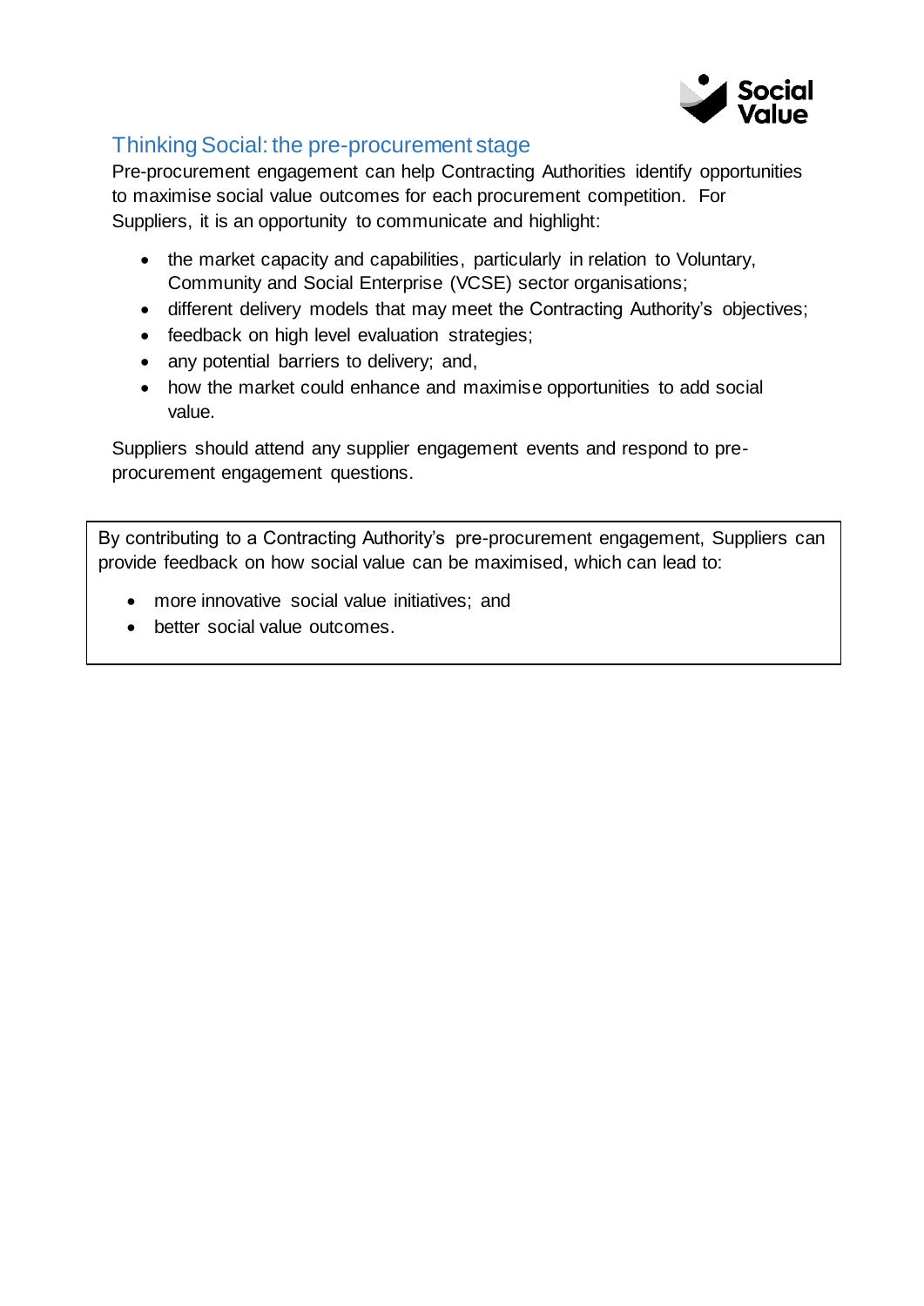## Thinking Social: the pre-procurement stage

Pre-procurement engagement can help Contracting Authorities identify opportunities to maximise social value outcomes for each procurement competition. For Suppliers, it is an opportunity to communicate and highlight:

- the market capacity and capabilities, particularly in relation to Voluntary, Community and Social Enterprise (VCSE) sector organisations;
- different delivery models that may meet the Contracting Authority's objectives;
- feedback on high level evaluation strategies;
- any potential barriers to delivery; and,
- how the market could enhance and maximise opportunities to add social value.

Suppliers should attend any supplier engagement events and respond to pre-procurement engagement questions.

> By contributing to a Contracting Authority's pre-procurement engagement, Suppliers can provide feedback on how social value can be maximised, which can lead to:
>
> - more innovative social value initiatives; and
> - better social value outcomes.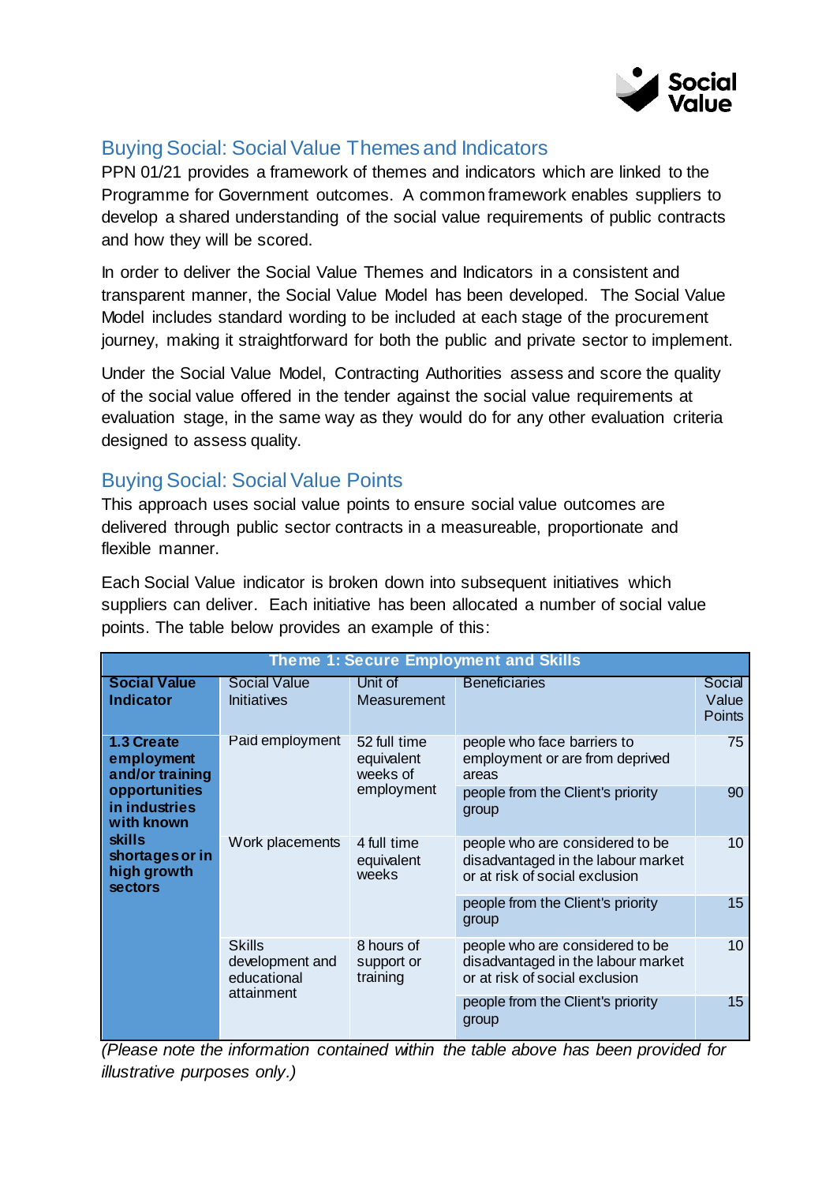## Buying Social: Social Value Themes and Indicators

PPN 01/21 provides a framework of themes and indicators which are linked to the Programme for Government outcomes. A common framework enables suppliers to develop a shared understanding of the social value requirements of public contracts and how they will be scored.

In order to deliver the Social Value Themes and Indicators in a consistent and transparent manner, the Social Value Model has been developed. The Social Value Model includes standard wording to be included at each stage of the procurement journey, making it straightforward for both the public and private sector to implement.

Under the Social Value Model, Contracting Authorities assess and score the quality of the social value offered in the tender against the social value requirements at evaluation stage, in the same way as they would do for any other evaluation criteria designed to assess quality.

## Buying Social: Social Value Points

This approach uses social value points to ensure social value outcomes are delivered through public sector contracts in a measureable, proportionate and flexible manner.

Each Social Value indicator is broken down into subsequent initiatives which suppliers can deliver. Each initiative has been allocated a number of social value points. The table below provides an example of this:

| **Theme 1: Secure Employment and Skills** | | | | |
|---|---|---|---|---|
| **Social Value Indicator** | Social Value Initiatives | Unit of Measurement | Beneficiaries | Social Value Points |
| **1.3 Create employment and/or training opportunities in industries with known skills shortages or in high growth sectors** | Paid employment | 52 full time equivalent weeks of employment | people who face barriers to employment or are from deprived areas | 75 |
| | | | people from the Client's priority group | 90 |
| | Work placements | 4 full time equivalent weeks | people who are considered to be disadvantaged in the labour market or at risk of social exclusion | 10 |
| | | | people from the Client's priority group | 15 |
| | Skills development and educational attainment | 8 hours of support or training | people who are considered to be disadvantaged in the labour market or at risk of social exclusion | 10 |
| | | | people from the Client's priority group | 15 |

*(Please note the information contained within the table above has been provided for illustrative purposes only.)*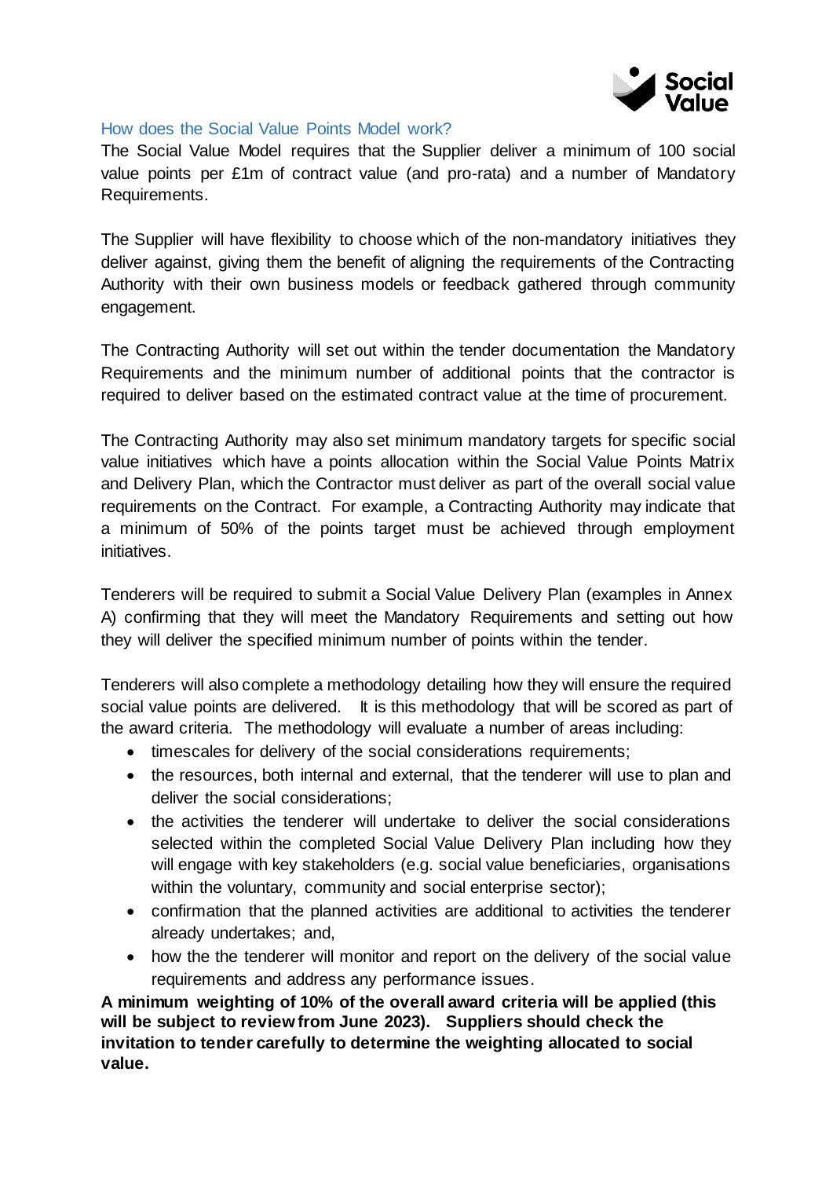## How does the Social Value Points Model work?

The Social Value Model requires that the Supplier deliver a minimum of 100 social value points per £1m of contract value (and pro-rata) and a number of Mandatory Requirements.

The Supplier will have flexibility to choose which of the non-mandatory initiatives they deliver against, giving them the benefit of aligning the requirements of the Contracting Authority with their own business models or feedback gathered through community engagement.

The Contracting Authority will set out within the tender documentation the Mandatory Requirements and the minimum number of additional points that the contractor is required to deliver based on the estimated contract value at the time of procurement.

The Contracting Authority may also set minimum mandatory targets for specific social value initiatives which have a points allocation within the Social Value Points Matrix and Delivery Plan, which the Contractor must deliver as part of the overall social value requirements on the Contract. For example, a Contracting Authority may indicate that a minimum of 50% of the points target must be achieved through employment initiatives.

Tenderers will be required to submit a Social Value Delivery Plan (examples in Annex A) confirming that they will meet the Mandatory Requirements and setting out how they will deliver the specified minimum number of points within the tender.

Tenderers will also complete a methodology detailing how they will ensure the required social value points are delivered. It is this methodology that will be scored as part of the award criteria. The methodology will evaluate a number of areas including:

- timescales for delivery of the social considerations requirements;
- the resources, both internal and external, that the tenderer will use to plan and deliver the social considerations;
- the activities the tenderer will undertake to deliver the social considerations selected within the completed Social Value Delivery Plan including how they will engage with key stakeholders (e.g. social value beneficiaries, organisations within the voluntary, community and social enterprise sector);
- confirmation that the planned activities are additional to activities the tenderer already undertakes; and,
- how the the tenderer will monitor and report on the delivery of the social value requirements and address any performance issues.

**A minimum weighting of 10% of the overall award criteria will be applied (this will be subject to review from June 2023). Suppliers should check the invitation to tender carefully to determine the weighting allocated to social value.**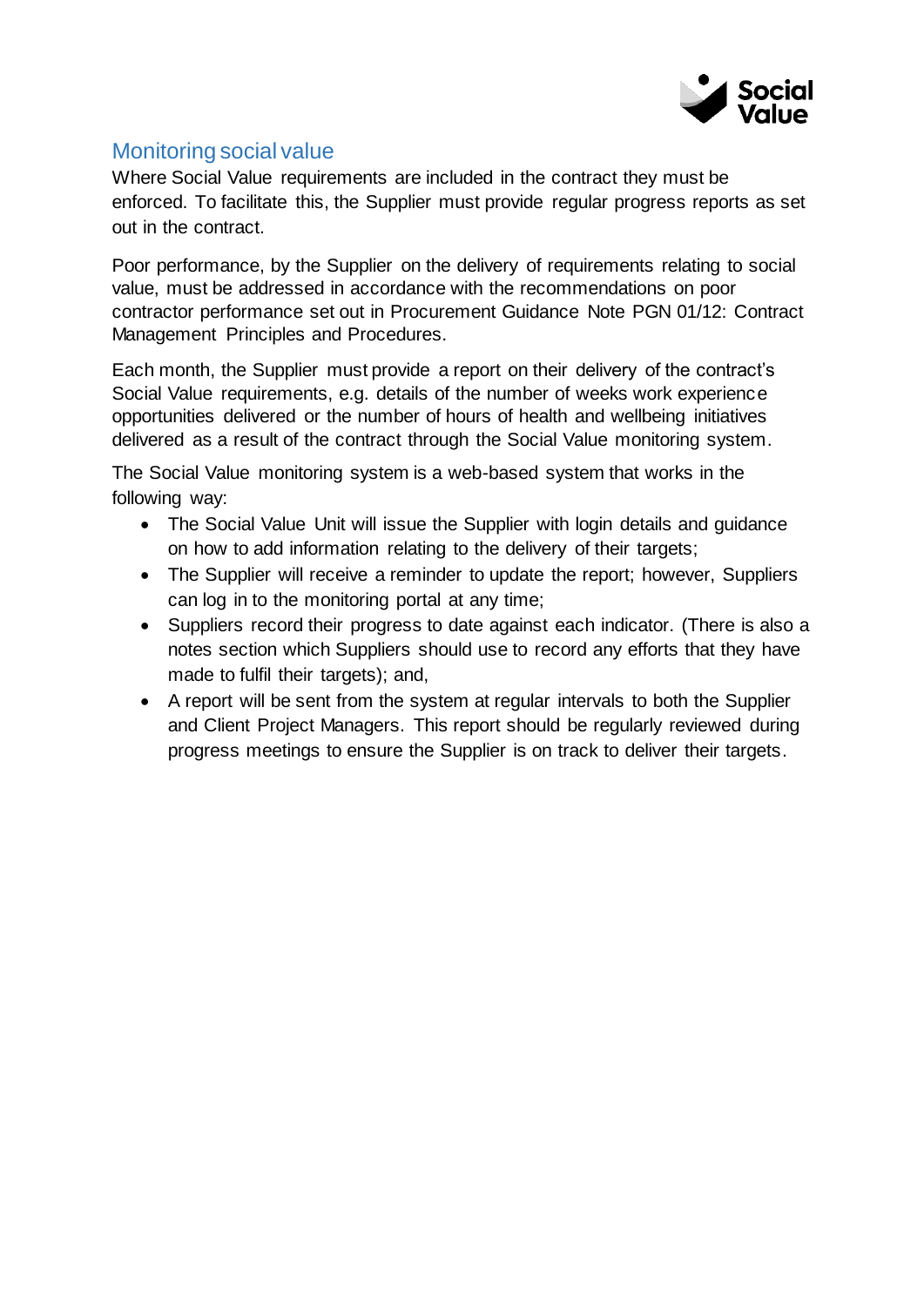## Monitoring social value

Where Social Value requirements are included in the contract they must be enforced. To facilitate this, the Supplier must provide regular progress reports as set out in the contract.

Poor performance, by the Supplier on the delivery of requirements relating to social value, must be addressed in accordance with the recommendations on poor contractor performance set out in Procurement Guidance Note PGN 01/12: Contract Management Principles and Procedures.

Each month, the Supplier must provide a report on their delivery of the contract's Social Value requirements, e.g. details of the number of weeks work experience opportunities delivered or the number of hours of health and wellbeing initiatives delivered as a result of the contract through the Social Value monitoring system.

The Social Value monitoring system is a web-based system that works in the following way:

- The Social Value Unit will issue the Supplier with login details and guidance on how to add information relating to the delivery of their targets;
- The Supplier will receive a reminder to update the report; however, Suppliers can log in to the monitoring portal at any time;
- Suppliers record their progress to date against each indicator. (There is also a notes section which Suppliers should use to record any efforts that they have made to fulfil their targets); and,
- A report will be sent from the system at regular intervals to both the Supplier and Client Project Managers. This report should be regularly reviewed during progress meetings to ensure the Supplier is on track to deliver their targets.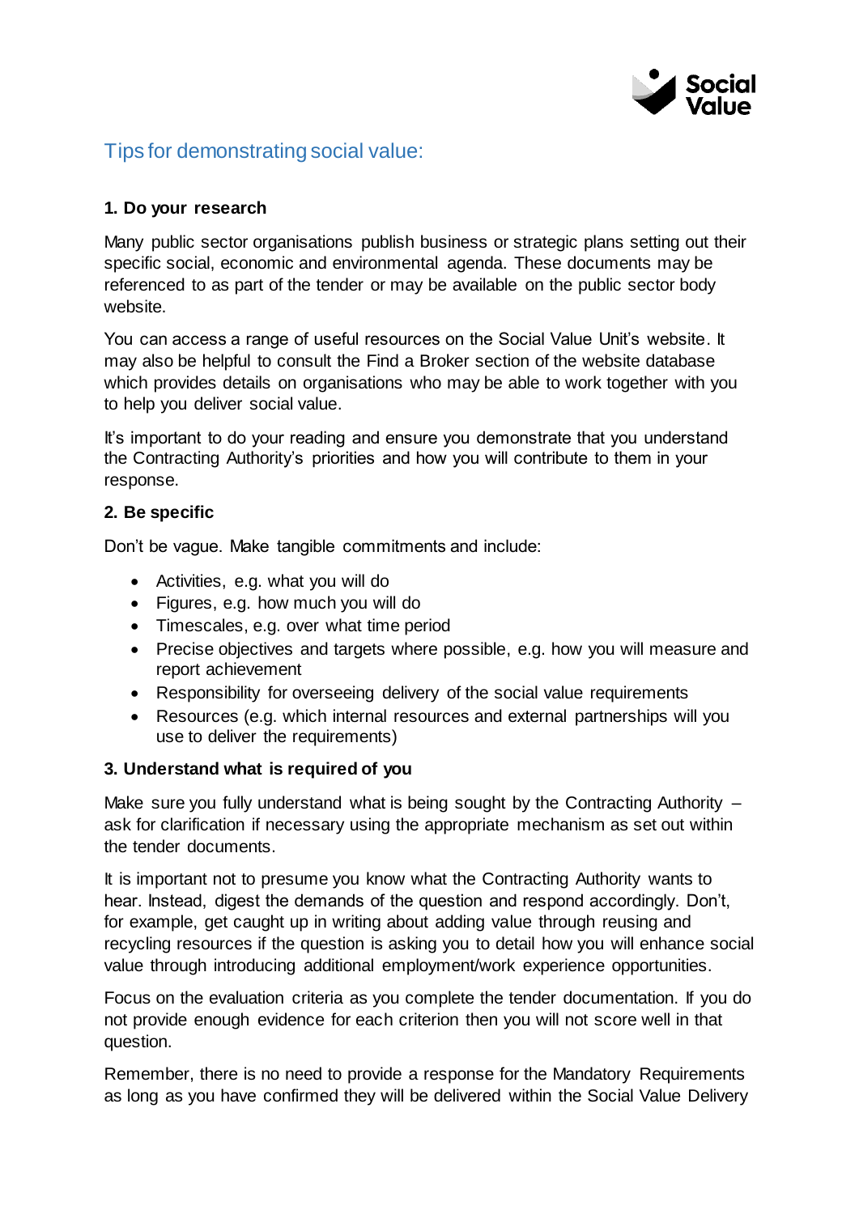## Tips for demonstrating social value:

**1. Do your research**

Many public sector organisations publish business or strategic plans setting out their specific social, economic and environmental agenda. These documents may be referenced to as part of the tender or may be available on the public sector body website.

You can access a range of useful resources on the Social Value Unit's website. It may also be helpful to consult the Find a Broker section of the website database which provides details on organisations who may be able to work together with you to help you deliver social value.

It's important to do your reading and ensure you demonstrate that you understand the Contracting Authority's priorities and how you will contribute to them in your response.

**2. Be specific**

Don't be vague. Make tangible commitments and include:

- Activities, e.g. what you will do
- Figures, e.g. how much you will do
- Timescales, e.g. over what time period
- Precise objectives and targets where possible, e.g. how you will measure and report achievement
- Responsibility for overseeing delivery of the social value requirements
- Resources (e.g. which internal resources and external partnerships will you use to deliver the requirements)

**3. Understand what is required of you**

Make sure you fully understand what is being sought by the Contracting Authority – ask for clarification if necessary using the appropriate mechanism as set out within the tender documents.

It is important not to presume you know what the Contracting Authority wants to hear. Instead, digest the demands of the question and respond accordingly. Don't, for example, get caught up in writing about adding value through reusing and recycling resources if the question is asking you to detail how you will enhance social value through introducing additional employment/work experience opportunities.

Focus on the evaluation criteria as you complete the tender documentation. If you do not provide enough evidence for each criterion then you will not score well in that question.

Remember, there is no need to provide a response for the Mandatory Requirements as long as you have confirmed they will be delivered within the Social Value Delivery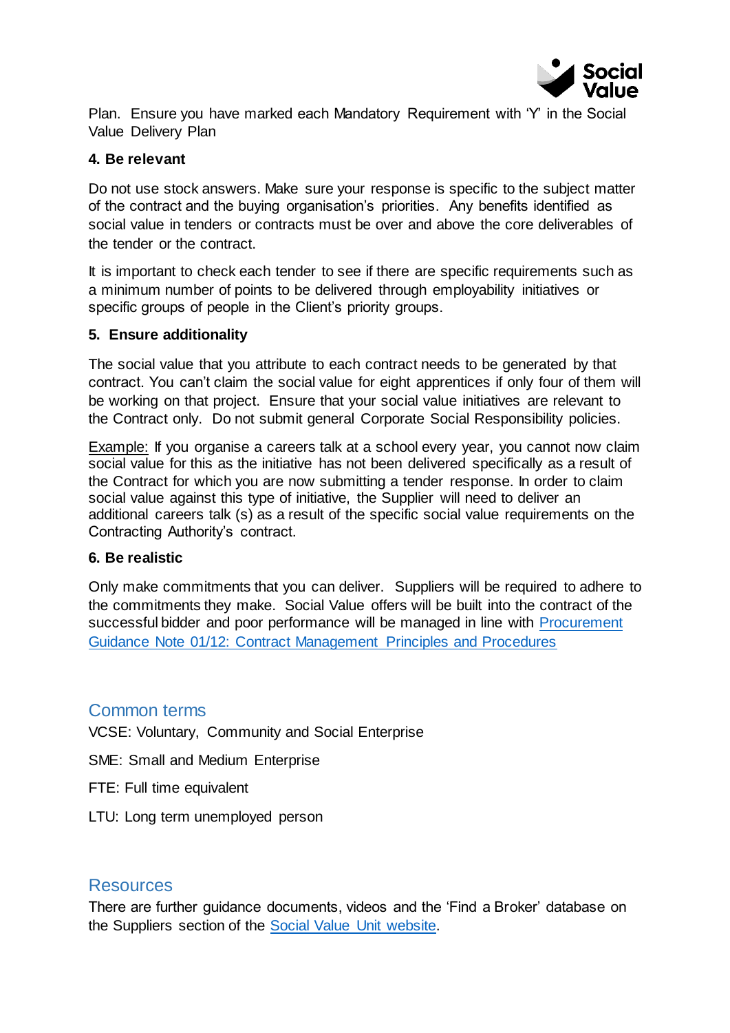Plan. Ensure you have marked each Mandatory Requirement with 'Y' in the Social Value Delivery Plan

**4. Be relevant**

Do not use stock answers. Make sure your response is specific to the subject matter of the contract and the buying organisation's priorities. Any benefits identified as social value in tenders or contracts must be over and above the core deliverables of the tender or the contract.

It is important to check each tender to see if there are specific requirements such as a minimum number of points to be delivered through employability initiatives or specific groups of people in the Client's priority groups.

**5. Ensure additionality**

The social value that you attribute to each contract needs to be generated by that contract. You can't claim the social value for eight apprentices if only four of them will be working on that project. Ensure that your social value initiatives are relevant to the Contract only. Do not submit general Corporate Social Responsibility policies.

Example: If you organise a careers talk at a school every year, you cannot now claim social value for this as the initiative has not been delivered specifically as a result of the Contract for which you are now submitting a tender response. In order to claim social value against this type of initiative, the Supplier will need to deliver an additional careers talk (s) as a result of the specific social value requirements on the Contracting Authority's contract.

**6. Be realistic**

Only make commitments that you can deliver. Suppliers will be required to adhere to the commitments they make. Social Value offers will be built into the contract of the successful bidder and poor performance will be managed in line with Procurement Guidance Note 01/12: Contract Management Principles and Procedures

## Common terms

VCSE: Voluntary, Community and Social Enterprise

SME: Small and Medium Enterprise

FTE: Full time equivalent

LTU: Long term unemployed person

## Resources

There are further guidance documents, videos and the 'Find a Broker' database on the Suppliers section of the Social Value Unit website.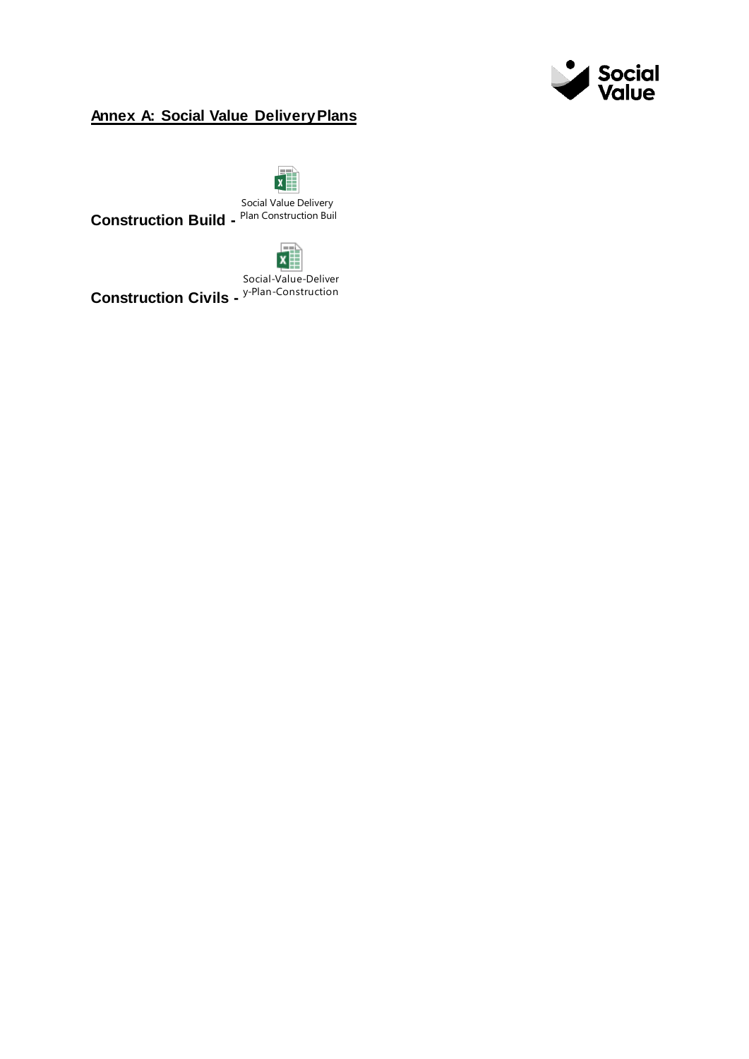## Annex A: Social Value Delivery Plans

**Construction Build -** Social Value Delivery Plan Construction Buil

**Construction Civils -** Social-Value-Delivery-Plan-Construction